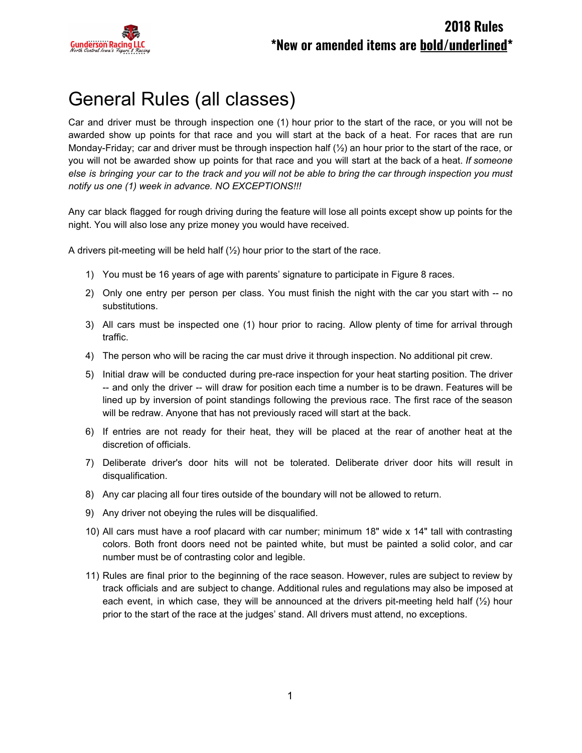**2018 Rules**
***New or amended items are <u>bold/underlined</u>***

# General Rules (all classes)

Car and driver must be through inspection one (1) hour prior to the start of the race, or you will not be awarded show up points for that race and you will start at the back of a heat. For races that are run Monday-Friday; car and driver must be through inspection half (½) an hour prior to the start of the race, or you will not be awarded show up points for that race and you will start at the back of a heat. *If someone else is bringing your car to the track and you will not be able to bring the car through inspection you must notify us one (1) week in advance. NO EXCEPTIONS!!!*

Any car black flagged for rough driving during the feature will lose all points except show up points for the night. You will also lose any prize money you would have received.

A drivers pit-meeting will be held half (½) hour prior to the start of the race.

1) You must be 16 years of age with parents' signature to participate in Figure 8 races.
2) Only one entry per person per class. You must finish the night with the car you start with -- no substitutions.
3) All cars must be inspected one (1) hour prior to racing. Allow plenty of time for arrival through traffic.
4) The person who will be racing the car must drive it through inspection. No additional pit crew.
5) Initial draw will be conducted during pre-race inspection for your heat starting position. The driver -- and only the driver -- will draw for position each time a number is to be drawn. Features will be lined up by inversion of point standings following the previous race. The first race of the season will be redraw. Anyone that has not previously raced will start at the back.
6) If entries are not ready for their heat, they will be placed at the rear of another heat at the discretion of officials.
7) Deliberate driver's door hits will not be tolerated. Deliberate driver door hits will result in disqualification.
8) Any car placing all four tires outside of the boundary will not be allowed to return.
9) Any driver not obeying the rules will be disqualified.
10) All cars must have a roof placard with car number; minimum 18" wide x 14" tall with contrasting colors. Both front doors need not be painted white, but must be painted a solid color, and car number must be of contrasting color and legible.
11) Rules are final prior to the beginning of the race season. However, rules are subject to review by track officials and are subject to change. Additional rules and regulations may also be imposed at each event, in which case, they will be announced at the drivers pit-meeting held half (½) hour prior to the start of the race at the judges' stand. All drivers must attend, no exceptions.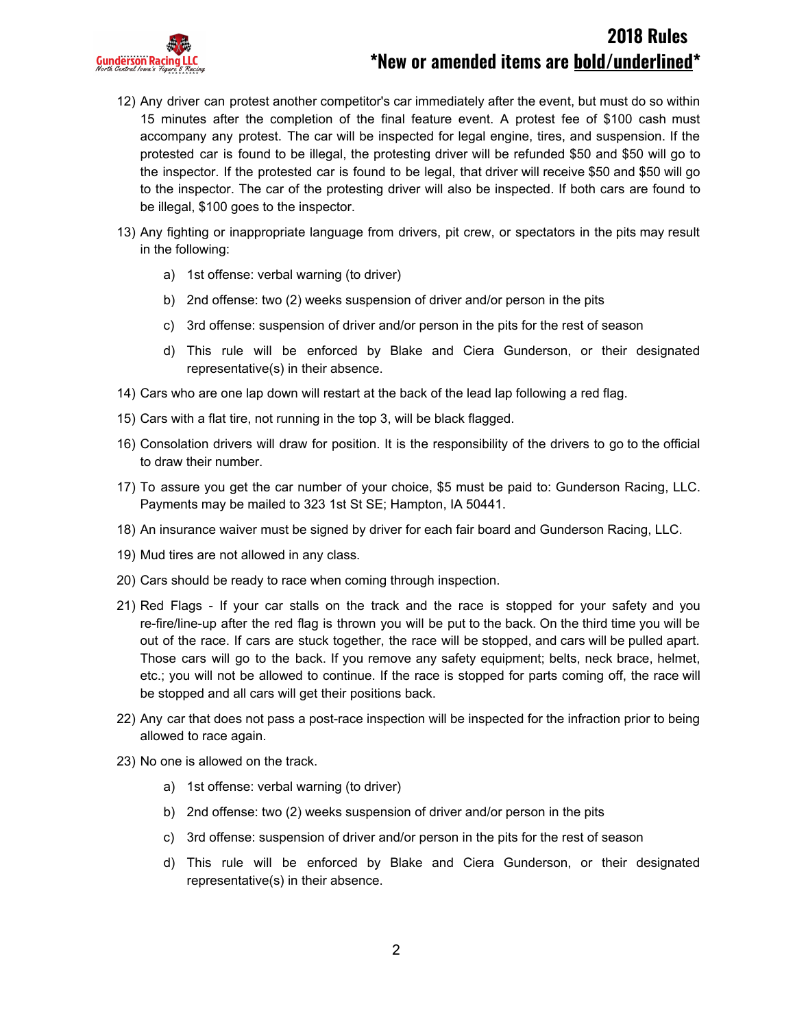12) Any driver can protest another competitor's car immediately after the event, but must do so within 15 minutes after the completion of the final feature event. A protest fee of $100 cash must accompany any protest. The car will be inspected for legal engine, tires, and suspension. If the protested car is found to be illegal, the protesting driver will be refunded $50 and $50 will go to the inspector. If the protested car is found to be legal, that driver will receive $50 and $50 will go to the inspector. The car of the protesting driver will also be inspected. If both cars are found to be illegal, $100 goes to the inspector.

13) Any fighting or inappropriate language from drivers, pit crew, or spectators in the pits may result in the following:

    a) 1st offense: verbal warning (to driver)

    b) 2nd offense: two (2) weeks suspension of driver and/or person in the pits

    c) 3rd offense: suspension of driver and/or person in the pits for the rest of season

    d) This rule will be enforced by Blake and Ciera Gunderson, or their designated representative(s) in their absence.

14) Cars who are one lap down will restart at the back of the lead lap following a red flag.

15) Cars with a flat tire, not running in the top 3, will be black flagged.

16) Consolation drivers will draw for position. It is the responsibility of the drivers to go to the official to draw their number.

17) To assure you get the car number of your choice, $5 must be paid to: Gunderson Racing, LLC. Payments may be mailed to 323 1st St SE; Hampton, IA 50441.

18) An insurance waiver must be signed by driver for each fair board and Gunderson Racing, LLC.

19) Mud tires are not allowed in any class.

20) Cars should be ready to race when coming through inspection.

21) Red Flags - If your car stalls on the track and the race is stopped for your safety and you re-fire/line-up after the red flag is thrown you will be put to the back. On the third time you will be out of the race. If cars are stuck together, the race will be stopped, and cars will be pulled apart. Those cars will go to the back. If you remove any safety equipment; belts, neck brace, helmet, etc.; you will not be allowed to continue. If the race is stopped for parts coming off, the race will be stopped and all cars will get their positions back.

22) Any car that does not pass a post-race inspection will be inspected for the infraction prior to being allowed to race again.

23) No one is allowed on the track.

    a) 1st offense: verbal warning (to driver)

    b) 2nd offense: two (2) weeks suspension of driver and/or person in the pits

    c) 3rd offense: suspension of driver and/or person in the pits for the rest of season

    d) This rule will be enforced by Blake and Ciera Gunderson, or their designated representative(s) in their absence.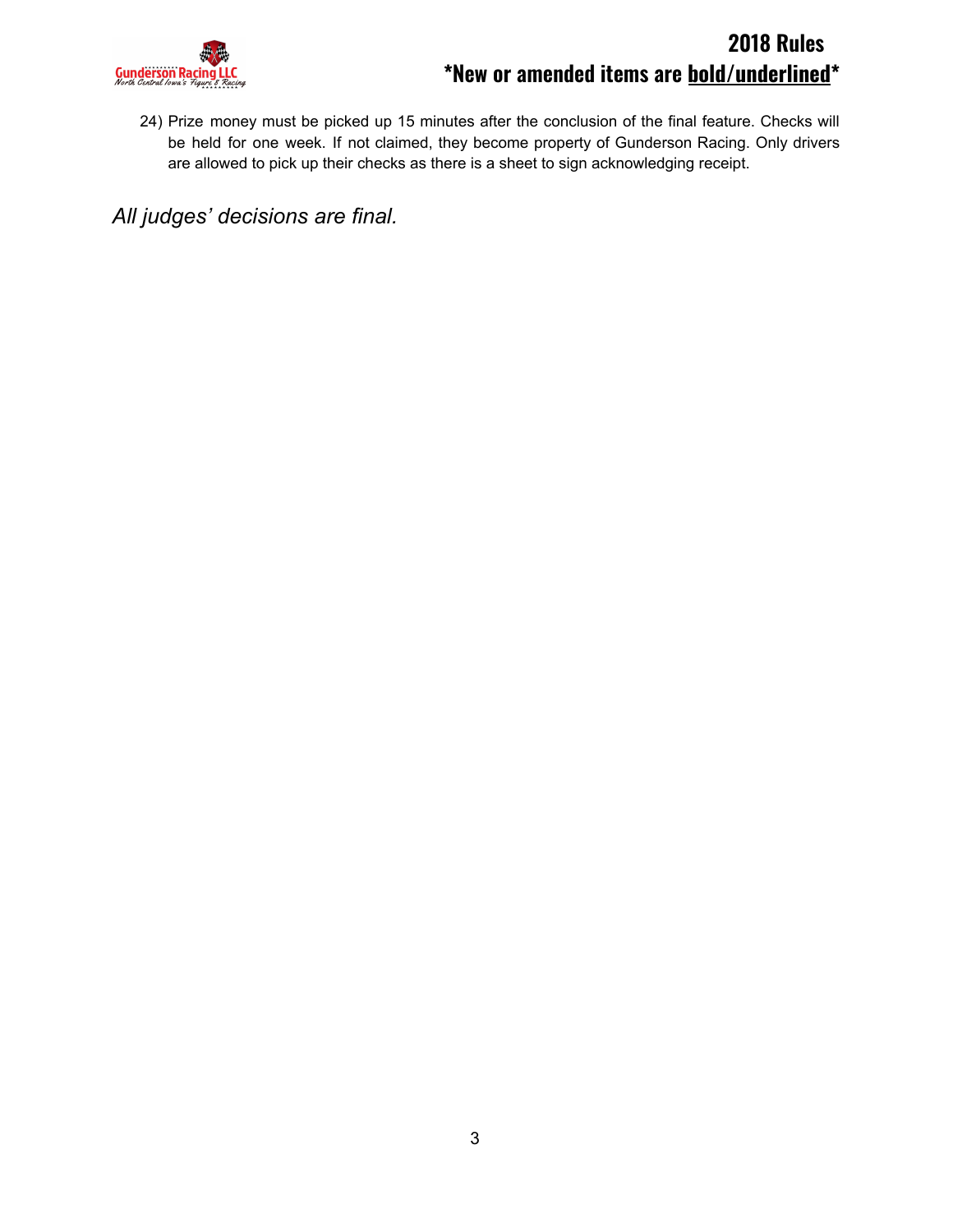24) Prize money must be picked up 15 minutes after the conclusion of the final feature. Checks will be held for one week. If not claimed, they become property of Gunderson Racing. Only drivers are allowed to pick up their checks as there is a sheet to sign acknowledging receipt.

*All judges' decisions are final.*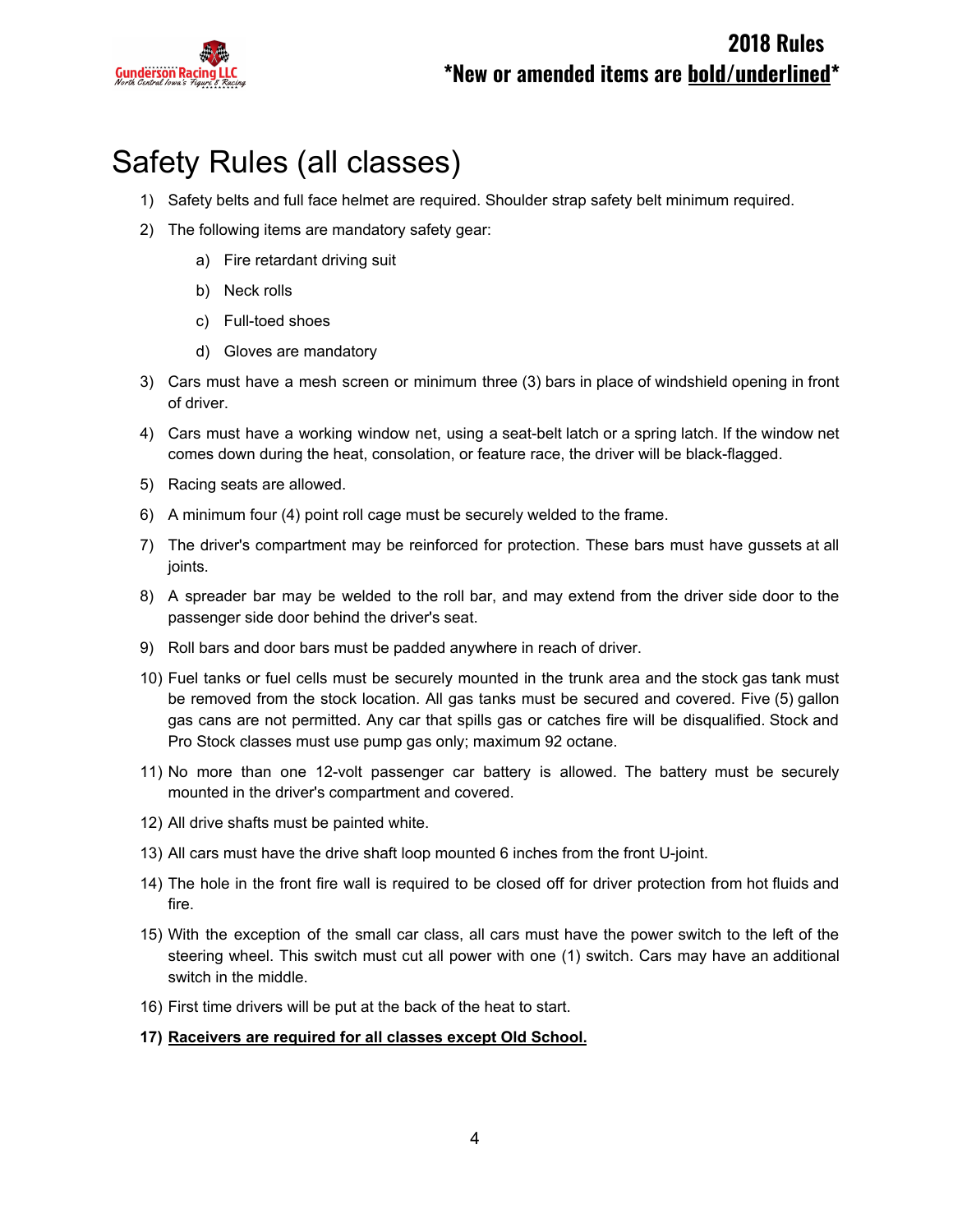# Safety Rules (all classes)

1) Safety belts and full face helmet are required. Shoulder strap safety belt minimum required.
2) The following items are mandatory safety gear:
    a) Fire retardant driving suit
    b) Neck rolls
    c) Full-toed shoes
    d) Gloves are mandatory
3) Cars must have a mesh screen or minimum three (3) bars in place of windshield opening in front of driver.
4) Cars must have a working window net, using a seat-belt latch or a spring latch. If the window net comes down during the heat, consolation, or feature race, the driver will be black-flagged.
5) Racing seats are allowed.
6) A minimum four (4) point roll cage must be securely welded to the frame.
7) The driver's compartment may be reinforced for protection. These bars must have gussets at all joints.
8) A spreader bar may be welded to the roll bar, and may extend from the driver side door to the passenger side door behind the driver's seat.
9) Roll bars and door bars must be padded anywhere in reach of driver.
10) Fuel tanks or fuel cells must be securely mounted in the trunk area and the stock gas tank must be removed from the stock location. All gas tanks must be secured and covered. Five (5) gallon gas cans are not permitted. Any car that spills gas or catches fire will be disqualified. Stock and Pro Stock classes must use pump gas only; maximum 92 octane.
11) No more than one 12-volt passenger car battery is allowed. The battery must be securely mounted in the driver's compartment and covered.
12) All drive shafts must be painted white.
13) All cars must have the drive shaft loop mounted 6 inches from the front U-joint.
14) The hole in the front fire wall is required to be closed off for driver protection from hot fluids and fire.
15) With the exception of the small car class, all cars must have the power switch to the left of the steering wheel. This switch must cut all power with one (1) switch. Cars may have an additional switch in the middle.
16) First time drivers will be put at the back of the heat to start.
17) **<u>Raceivers are required for all classes except Old School.</u>**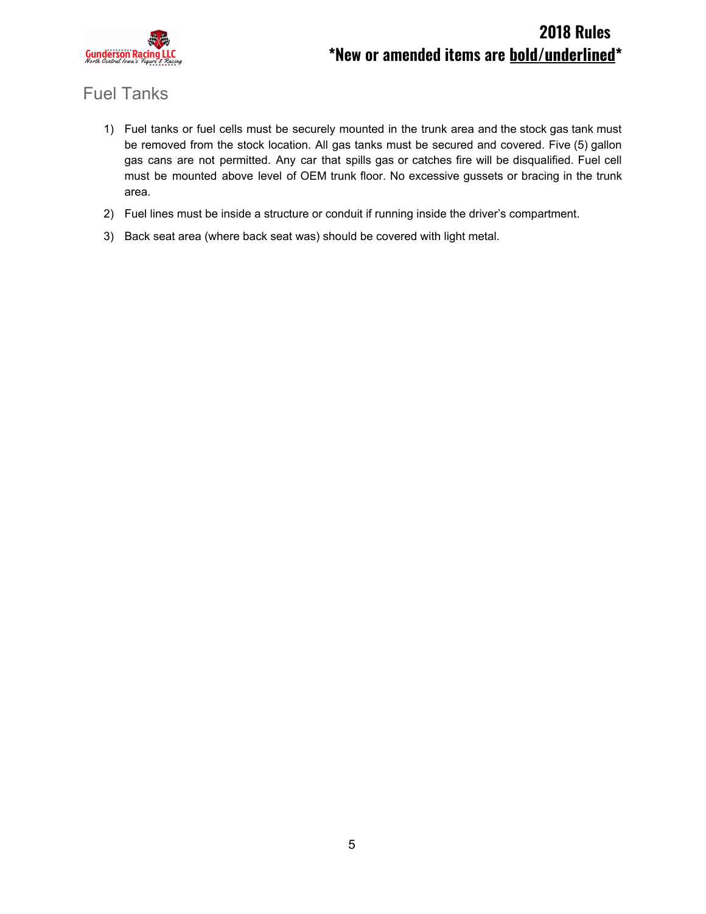## Fuel Tanks

1) Fuel tanks or fuel cells must be securely mounted in the trunk area and the stock gas tank must be removed from the stock location. All gas tanks must be secured and covered. Five (5) gallon gas cans are not permitted. Any car that spills gas or catches fire will be disqualified. Fuel cell must be mounted above level of OEM trunk floor. No excessive gussets or bracing in the trunk area.
2) Fuel lines must be inside a structure or conduit if running inside the driver's compartment.
3) Back seat area (where back seat was) should be covered with light metal.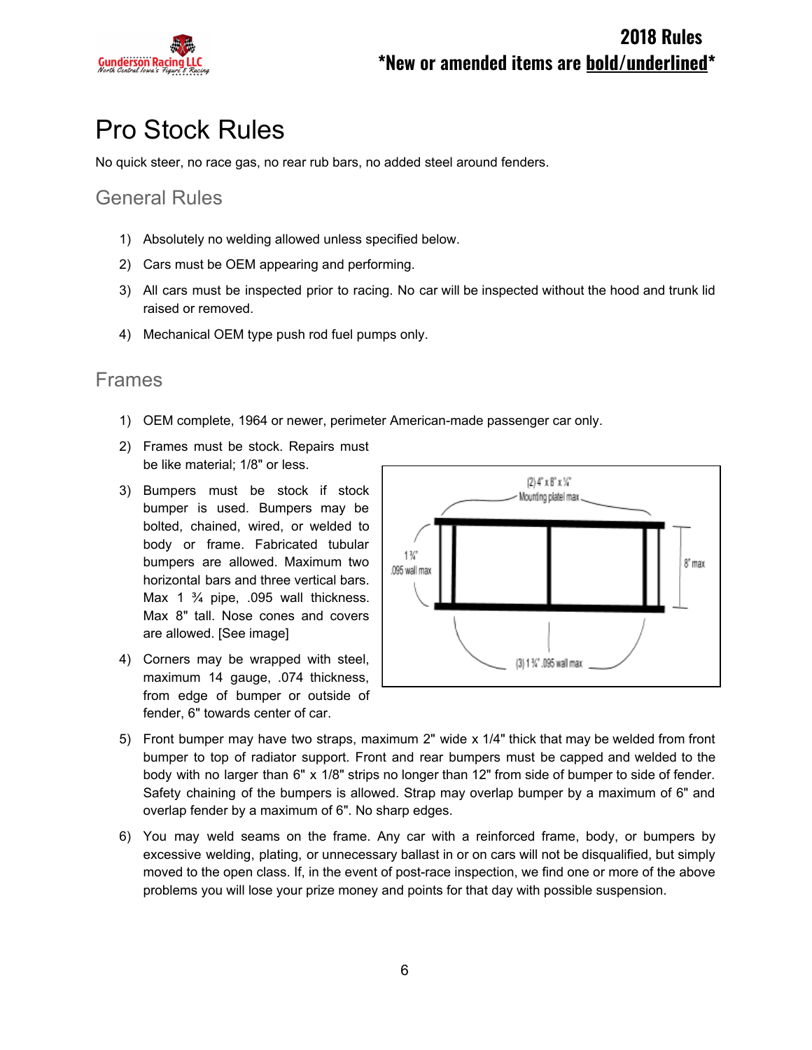# Pro Stock Rules

No quick steer, no race gas, no rear rub bars, no added steel around fenders.

## General Rules

1) Absolutely no welding allowed unless specified below.
2) Cars must be OEM appearing and performing.
3) All cars must be inspected prior to racing. No car will be inspected without the hood and trunk lid raised or removed.
4) Mechanical OEM type push rod fuel pumps only.

## Frames

1) OEM complete, 1964 or newer, perimeter American-made passenger car only.
2) Frames must be stock. Repairs must be like material; 1/8" or less.
3) Bumpers must be stock if stock bumper is used. Bumpers may be bolted, chained, wired, or welded to body or frame. Fabricated tubular bumpers are allowed. Maximum two horizontal bars and three vertical bars. Max 1 ¾ pipe, .095 wall thickness. Max 8" tall. Nose cones and covers are allowed. [See image]
4) Corners may be wrapped with steel, maximum 14 gauge, .074 thickness, from edge of bumper or outside of fender, 6" towards center of car.
5) Front bumper may have two straps, maximum 2" wide x 1/4" thick that may be welded from front bumper to top of radiator support. Front and rear bumpers must be capped and welded to the body with no larger than 6" x 1/8" strips no longer than 12" from side of bumper to side of fender. Safety chaining of the bumpers is allowed. Strap may overlap bumper by a maximum of 6" and overlap fender by a maximum of 6". No sharp edges.
6) You may weld seams on the frame. Any car with a reinforced frame, body, or bumpers by excessive welding, plating, or unnecessary ballast in or on cars will not be disqualified, but simply moved to the open class. If, in the event of post-race inspection, we find one or more of the above problems you will lose your prize money and points for that day with possible suspension.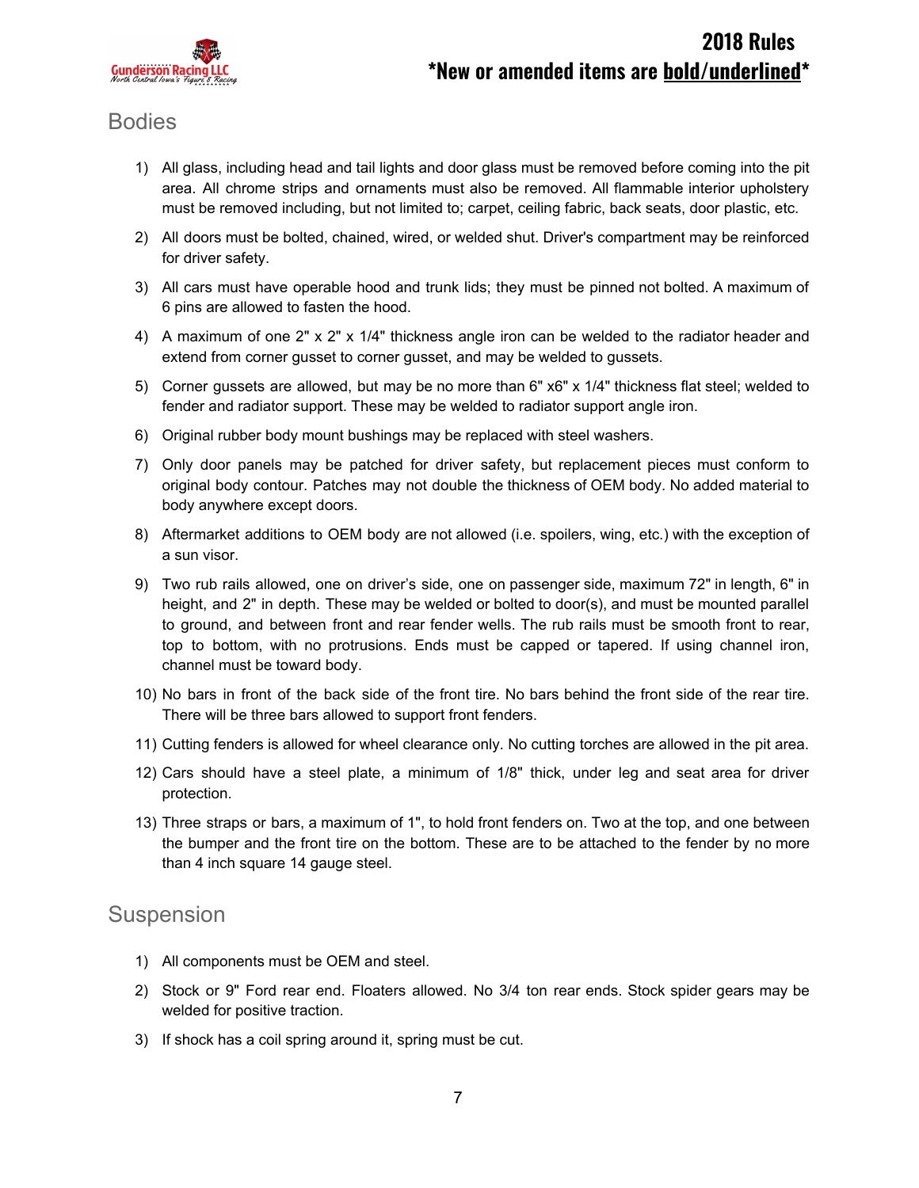## Bodies

1) All glass, including head and tail lights and door glass must be removed before coming into the pit area. All chrome strips and ornaments must also be removed. All flammable interior upholstery must be removed including, but not limited to; carpet, ceiling fabric, back seats, door plastic, etc.
2) All doors must be bolted, chained, wired, or welded shut. Driver's compartment may be reinforced for driver safety.
3) All cars must have operable hood and trunk lids; they must be pinned not bolted. A maximum of 6 pins are allowed to fasten the hood.
4) A maximum of one 2" x 2" x 1/4" thickness angle iron can be welded to the radiator header and extend from corner gusset to corner gusset, and may be welded to gussets.
5) Corner gussets are allowed, but may be no more than 6" x6" x 1/4" thickness flat steel; welded to fender and radiator support. These may be welded to radiator support angle iron.
6) Original rubber body mount bushings may be replaced with steel washers.
7) Only door panels may be patched for driver safety, but replacement pieces must conform to original body contour. Patches may not double the thickness of OEM body. No added material to body anywhere except doors.
8) Aftermarket additions to OEM body are not allowed (i.e. spoilers, wing, etc.) with the exception of a sun visor.
9) Two rub rails allowed, one on driver's side, one on passenger side, maximum 72" in length, 6" in height, and 2" in depth. These may be welded or bolted to door(s), and must be mounted parallel to ground, and between front and rear fender wells. The rub rails must be smooth front to rear, top to bottom, with no protrusions. Ends must be capped or tapered. If using channel iron, channel must be toward body.
10) No bars in front of the back side of the front tire. No bars behind the front side of the rear tire. There will be three bars allowed to support front fenders.
11) Cutting fenders is allowed for wheel clearance only. No cutting torches are allowed in the pit area.
12) Cars should have a steel plate, a minimum of 1/8" thick, under leg and seat area for driver protection.
13) Three straps or bars, a maximum of 1", to hold front fenders on. Two at the top, and one between the bumper and the front tire on the bottom. These are to be attached to the fender by no more than 4 inch square 14 gauge steel.

## Suspension

1) All components must be OEM and steel.
2) Stock or 9" Ford rear end. Floaters allowed. No 3/4 ton rear ends. Stock spider gears may be welded for positive traction.
3) If shock has a coil spring around it, spring must be cut.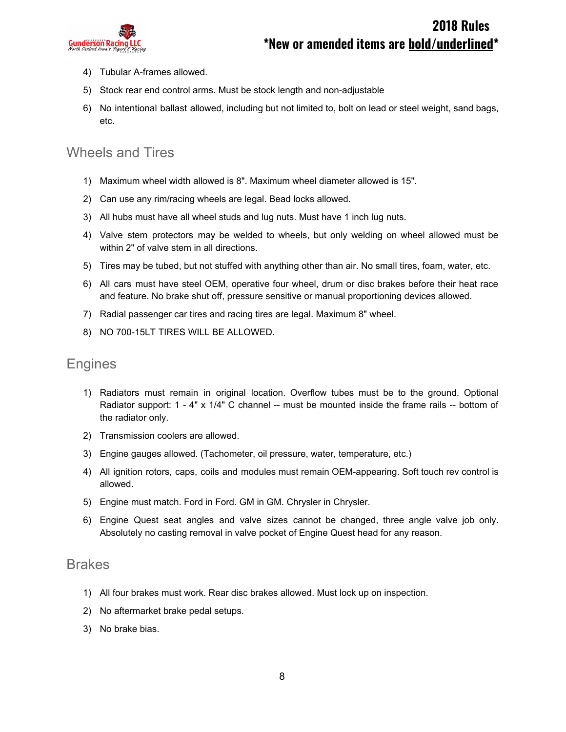4) Tubular A-frames allowed.
5) Stock rear end control arms. Must be stock length and non-adjustable
6) No intentional ballast allowed, including but not limited to, bolt on lead or steel weight, sand bags, etc.

## Wheels and Tires

1) Maximum wheel width allowed is 8". Maximum wheel diameter allowed is 15".
2) Can use any rim/racing wheels are legal. Bead locks allowed.
3) All hubs must have all wheel studs and lug nuts. Must have 1 inch lug nuts.
4) Valve stem protectors may be welded to wheels, but only welding on wheel allowed must be within 2" of valve stem in all directions.
5) Tires may be tubed, but not stuffed with anything other than air. No small tires, foam, water, etc.
6) All cars must have steel OEM, operative four wheel, drum or disc brakes before their heat race and feature. No brake shut off, pressure sensitive or manual proportioning devices allowed.
7) Radial passenger car tires and racing tires are legal. Maximum 8" wheel.
8) NO 700-15LT TIRES WILL BE ALLOWED.

## Engines

1) Radiators must remain in original location. Overflow tubes must be to the ground. Optional Radiator support: 1 - 4" x 1/4" C channel -- must be mounted inside the frame rails -- bottom of the radiator only.
2) Transmission coolers are allowed.
3) Engine gauges allowed. (Tachometer, oil pressure, water, temperature, etc.)
4) All ignition rotors, caps, coils and modules must remain OEM-appearing. Soft touch rev control is allowed.
5) Engine must match. Ford in Ford. GM in GM. Chrysler in Chrysler.
6) Engine Quest seat angles and valve sizes cannot be changed, three angle valve job only. Absolutely no casting removal in valve pocket of Engine Quest head for any reason.

## Brakes

1) All four brakes must work. Rear disc brakes allowed. Must lock up on inspection.
2) No aftermarket brake pedal setups.
3) No brake bias.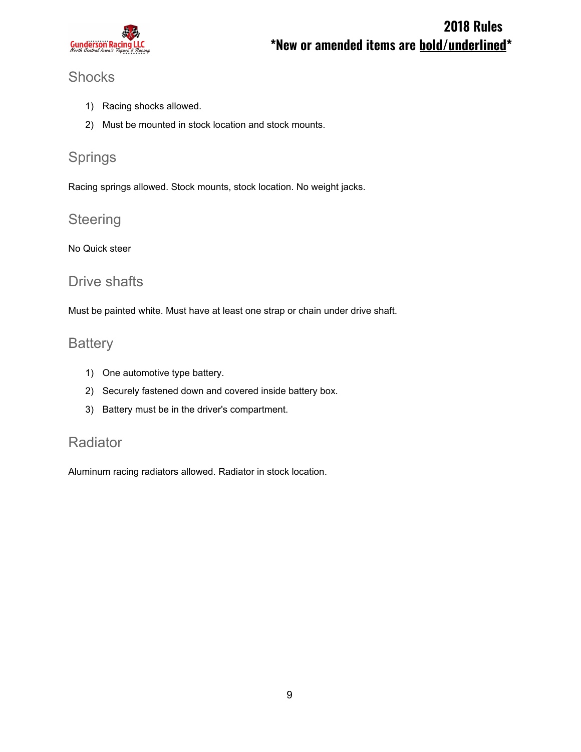## Shocks

1) Racing shocks allowed.
2) Must be mounted in stock location and stock mounts.

## Springs

Racing springs allowed. Stock mounts, stock location. No weight jacks.

## Steering

No Quick steer

## Drive shafts

Must be painted white. Must have at least one strap or chain under drive shaft.

## Battery

1) One automotive type battery.
2) Securely fastened down and covered inside battery box.
3) Battery must be in the driver's compartment.

## Radiator

Aluminum racing radiators allowed. Radiator in stock location.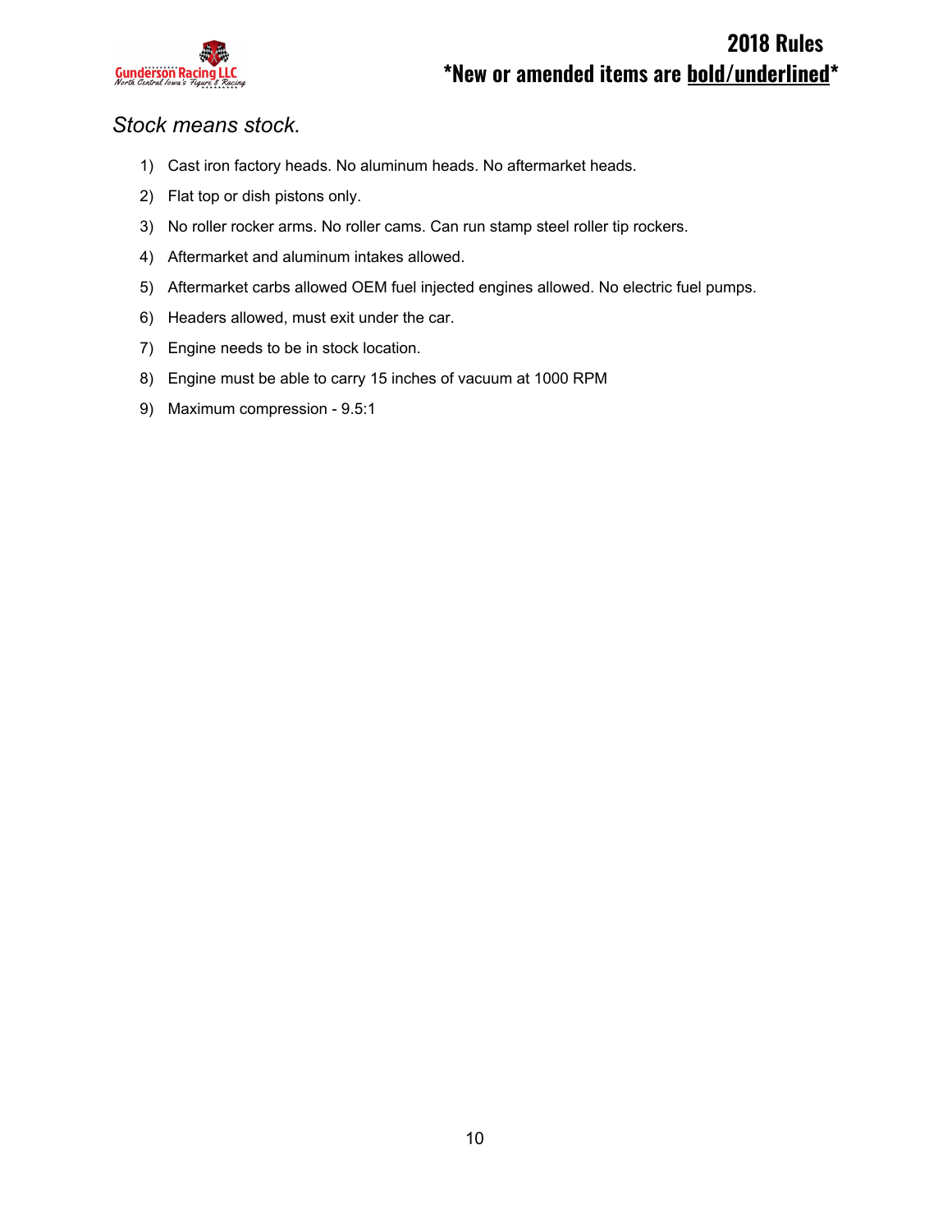*Stock means stock.*

1) Cast iron factory heads. No aluminum heads. No aftermarket heads.
2) Flat top or dish pistons only.
3) No roller rocker arms. No roller cams. Can run stamp steel roller tip rockers.
4) Aftermarket and aluminum intakes allowed.
5) Aftermarket carbs allowed OEM fuel injected engines allowed. No electric fuel pumps.
6) Headers allowed, must exit under the car.
7) Engine needs to be in stock location.
8) Engine must be able to carry 15 inches of vacuum at 1000 RPM
9) Maximum compression - 9.5:1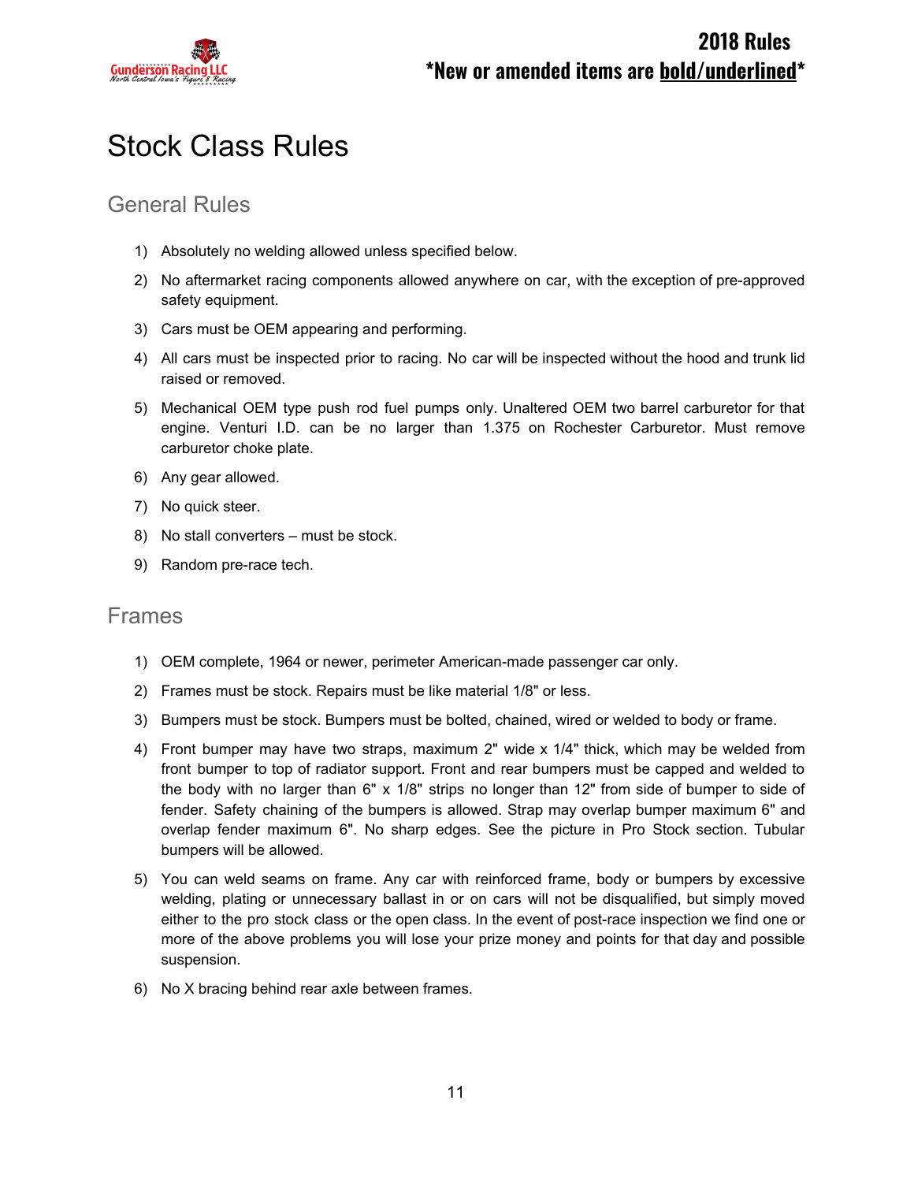# Stock Class Rules

## General Rules

1) Absolutely no welding allowed unless specified below.
2) No aftermarket racing components allowed anywhere on car, with the exception of pre-approved safety equipment.
3) Cars must be OEM appearing and performing.
4) All cars must be inspected prior to racing. No car will be inspected without the hood and trunk lid raised or removed.
5) Mechanical OEM type push rod fuel pumps only. Unaltered OEM two barrel carburetor for that engine. Venturi I.D. can be no larger than 1.375 on Rochester Carburetor. Must remove carburetor choke plate.
6) Any gear allowed.
7) No quick steer.
8) No stall converters – must be stock.
9) Random pre-race tech.

## Frames

1) OEM complete, 1964 or newer, perimeter American-made passenger car only.
2) Frames must be stock. Repairs must be like material 1/8" or less.
3) Bumpers must be stock. Bumpers must be bolted, chained, wired or welded to body or frame.
4) Front bumper may have two straps, maximum 2" wide x 1/4" thick, which may be welded from front bumper to top of radiator support. Front and rear bumpers must be capped and welded to the body with no larger than 6" x 1/8" strips no longer than 12" from side of bumper to side of fender. Safety chaining of the bumpers is allowed. Strap may overlap bumper maximum 6" and overlap fender maximum 6". No sharp edges. See the picture in Pro Stock section. Tubular bumpers will be allowed.
5) You can weld seams on frame. Any car with reinforced frame, body or bumpers by excessive welding, plating or unnecessary ballast in or on cars will not be disqualified, but simply moved either to the pro stock class or the open class. In the event of post-race inspection we find one or more of the above problems you will lose your prize money and points for that day and possible suspension.
6) No X bracing behind rear axle between frames.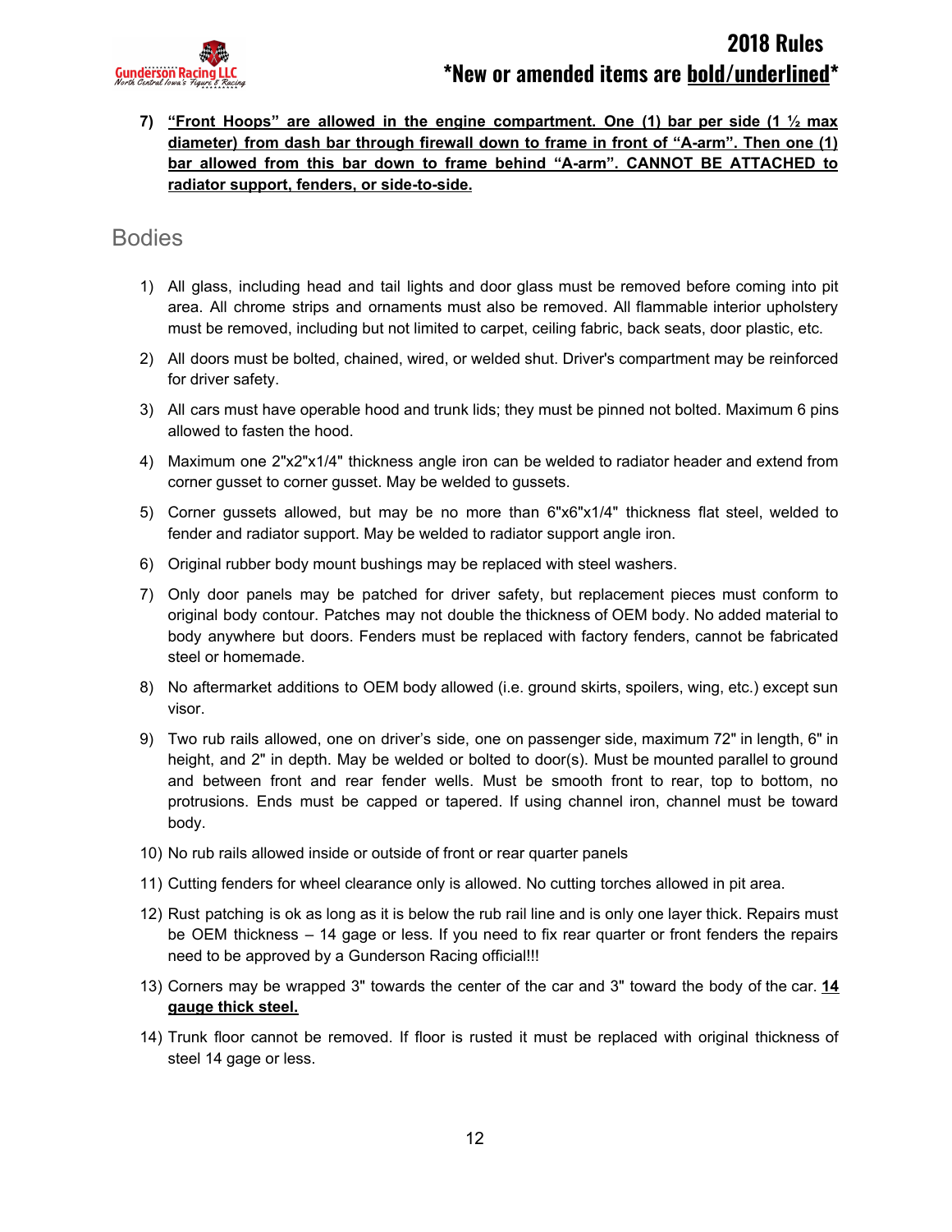7) **<u>"Front Hoops" are allowed in the engine compartment. One (1) bar per side (1 ½ max diameter) from dash bar through firewall down to frame in front of "A-arm". Then one (1) bar allowed from this bar down to frame behind "A-arm". CANNOT BE ATTACHED to radiator support, fenders, or side-to-side.</u>**

## Bodies

1) All glass, including head and tail lights and door glass must be removed before coming into pit area. All chrome strips and ornaments must also be removed. All flammable interior upholstery must be removed, including but not limited to carpet, ceiling fabric, back seats, door plastic, etc.
2) All doors must be bolted, chained, wired, or welded shut. Driver's compartment may be reinforced for driver safety.
3) All cars must have operable hood and trunk lids; they must be pinned not bolted. Maximum 6 pins allowed to fasten the hood.
4) Maximum one 2"x2"x1/4" thickness angle iron can be welded to radiator header and extend from corner gusset to corner gusset. May be welded to gussets.
5) Corner gussets allowed, but may be no more than 6"x6"x1/4" thickness flat steel, welded to fender and radiator support. May be welded to radiator support angle iron.
6) Original rubber body mount bushings may be replaced with steel washers.
7) Only door panels may be patched for driver safety, but replacement pieces must conform to original body contour. Patches may not double the thickness of OEM body. No added material to body anywhere but doors. Fenders must be replaced with factory fenders, cannot be fabricated steel or homemade.
8) No aftermarket additions to OEM body allowed (i.e. ground skirts, spoilers, wing, etc.) except sun visor.
9) Two rub rails allowed, one on driver's side, one on passenger side, maximum 72" in length, 6" in height, and 2" in depth. May be welded or bolted to door(s). Must be mounted parallel to ground and between front and rear fender wells. Must be smooth front to rear, top to bottom, no protrusions. Ends must be capped or tapered. If using channel iron, channel must be toward body.
10) No rub rails allowed inside or outside of front or rear quarter panels
11) Cutting fenders for wheel clearance only is allowed. No cutting torches allowed in pit area.
12) Rust patching is ok as long as it is below the rub rail line and is only one layer thick. Repairs must be OEM thickness – 14 gage or less. If you need to fix rear quarter or front fenders the repairs need to be approved by a Gunderson Racing official!!!
13) Corners may be wrapped 3" towards the center of the car and 3" toward the body of the car. **<u>14 gauge thick steel.</u>**
14) Trunk floor cannot be removed. If floor is rusted it must be replaced with original thickness of steel 14 gage or less.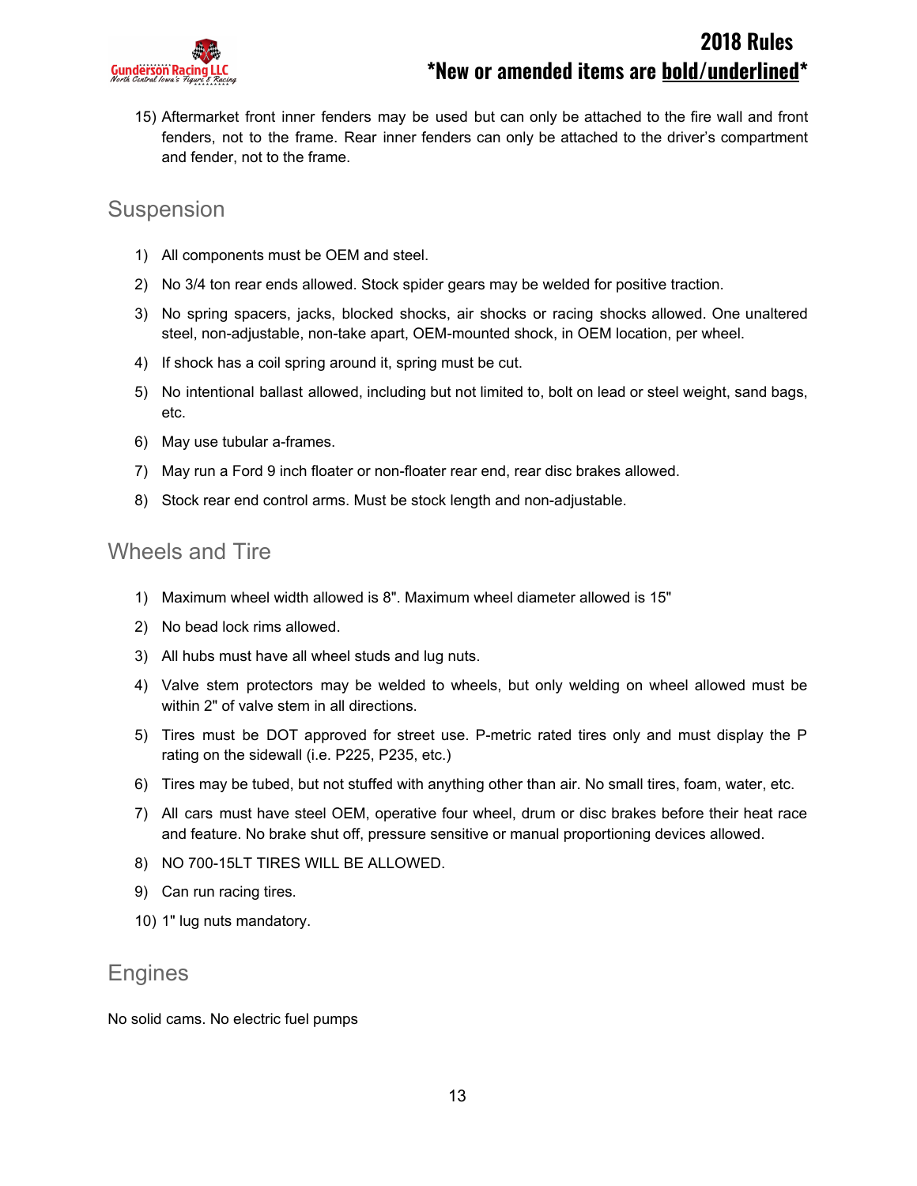15) Aftermarket front inner fenders may be used but can only be attached to the fire wall and front fenders, not to the frame. Rear inner fenders can only be attached to the driver's compartment and fender, not to the frame.

## Suspension

1) All components must be OEM and steel.
2) No 3/4 ton rear ends allowed. Stock spider gears may be welded for positive traction.
3) No spring spacers, jacks, blocked shocks, air shocks or racing shocks allowed. One unaltered steel, non-adjustable, non-take apart, OEM-mounted shock, in OEM location, per wheel.
4) If shock has a coil spring around it, spring must be cut.
5) No intentional ballast allowed, including but not limited to, bolt on lead or steel weight, sand bags, etc.
6) May use tubular a-frames.
7) May run a Ford 9 inch floater or non-floater rear end, rear disc brakes allowed.
8) Stock rear end control arms. Must be stock length and non-adjustable.

## Wheels and Tire

1) Maximum wheel width allowed is 8". Maximum wheel diameter allowed is 15"
2) No bead lock rims allowed.
3) All hubs must have all wheel studs and lug nuts.
4) Valve stem protectors may be welded to wheels, but only welding on wheel allowed must be within 2" of valve stem in all directions.
5) Tires must be DOT approved for street use. P-metric rated tires only and must display the P rating on the sidewall (i.e. P225, P235, etc.)
6) Tires may be tubed, but not stuffed with anything other than air. No small tires, foam, water, etc.
7) All cars must have steel OEM, operative four wheel, drum or disc brakes before their heat race and feature. No brake shut off, pressure sensitive or manual proportioning devices allowed.
8) NO 700-15LT TIRES WILL BE ALLOWED.
9) Can run racing tires.
10) 1" lug nuts mandatory.

## Engines

No solid cams. No electric fuel pumps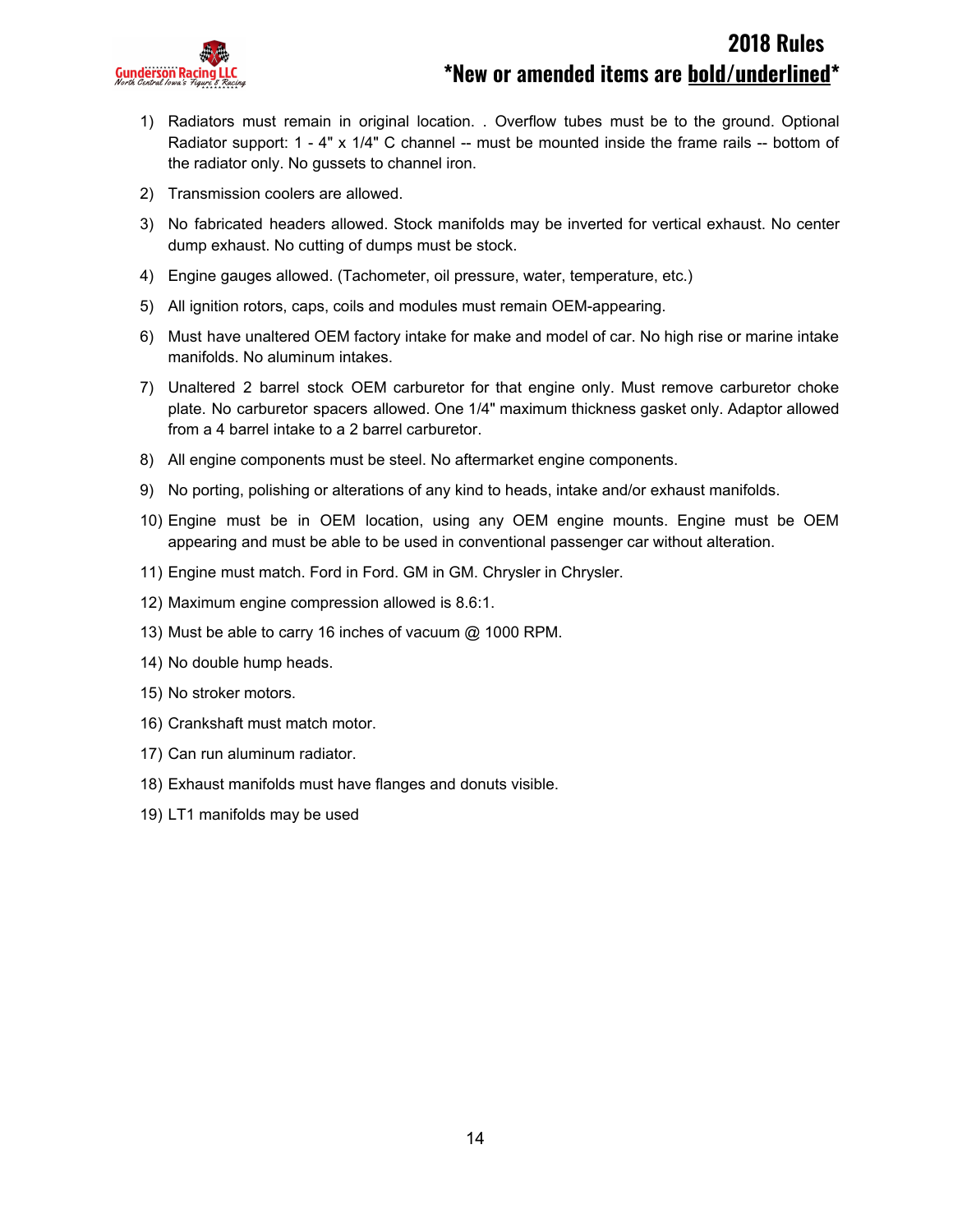1) Radiators must remain in original location. . Overflow tubes must be to the ground. Optional Radiator support: 1 - 4" x 1/4" C channel -- must be mounted inside the frame rails -- bottom of the radiator only. No gussets to channel iron.
2) Transmission coolers are allowed.
3) No fabricated headers allowed. Stock manifolds may be inverted for vertical exhaust. No center dump exhaust. No cutting of dumps must be stock.
4) Engine gauges allowed. (Tachometer, oil pressure, water, temperature, etc.)
5) All ignition rotors, caps, coils and modules must remain OEM-appearing.
6) Must have unaltered OEM factory intake for make and model of car. No high rise or marine intake manifolds. No aluminum intakes.
7) Unaltered 2 barrel stock OEM carburetor for that engine only. Must remove carburetor choke plate. No carburetor spacers allowed. One 1/4" maximum thickness gasket only. Adaptor allowed from a 4 barrel intake to a 2 barrel carburetor.
8) All engine components must be steel. No aftermarket engine components.
9) No porting, polishing or alterations of any kind to heads, intake and/or exhaust manifolds.
10) Engine must be in OEM location, using any OEM engine mounts. Engine must be OEM appearing and must be able to be used in conventional passenger car without alteration.
11) Engine must match. Ford in Ford. GM in GM. Chrysler in Chrysler.
12) Maximum engine compression allowed is 8.6:1.
13) Must be able to carry 16 inches of vacuum @ 1000 RPM.
14) No double hump heads.
15) No stroker motors.
16) Crankshaft must match motor.
17) Can run aluminum radiator.
18) Exhaust manifolds must have flanges and donuts visible.
19) LT1 manifolds may be used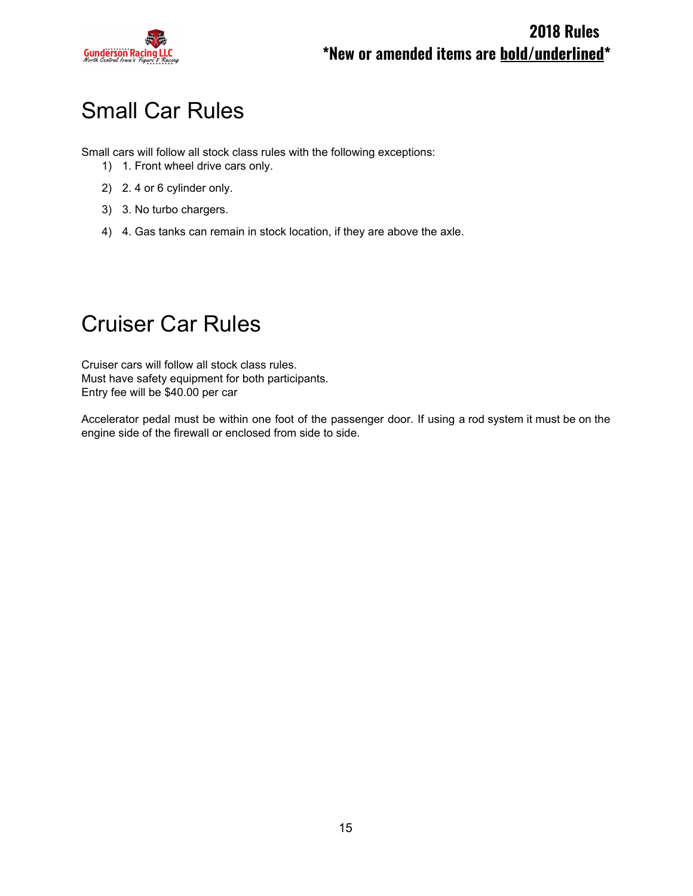# Small Car Rules

Small cars will follow all stock class rules with the following exceptions:

1) 1. Front wheel drive cars only.
2) 2. 4 or 6 cylinder only.
3) 3. No turbo chargers.
4) 4. Gas tanks can remain in stock location, if they are above the axle.

# Cruiser Car Rules

Cruiser cars will follow all stock class rules.
Must have safety equipment for both participants.
Entry fee will be $40.00 per car

Accelerator pedal must be within one foot of the passenger door. If using a rod system it must be on the engine side of the firewall or enclosed from side to side.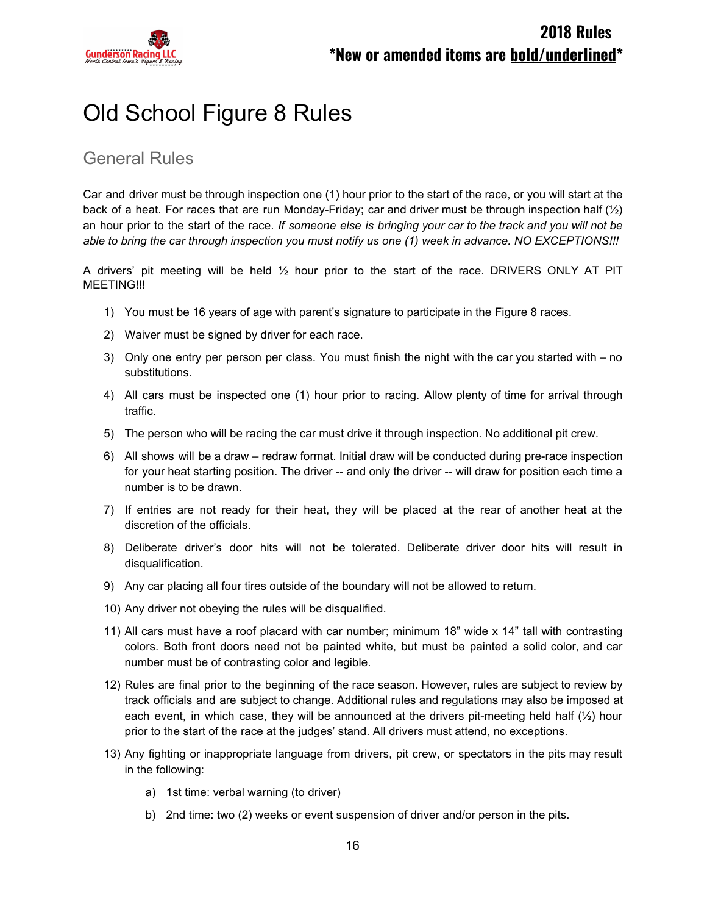# Old School Figure 8 Rules

## General Rules

Car and driver must be through inspection one (1) hour prior to the start of the race, or you will start at the back of a heat. For races that are run Monday-Friday; car and driver must be through inspection half (½) an hour prior to the start of the race. *If someone else is bringing your car to the track and you will not be able to bring the car through inspection you must notify us one (1) week in advance. NO EXCEPTIONS!!!*

A drivers' pit meeting will be held ½ hour prior to the start of the race. DRIVERS ONLY AT PIT MEETING!!!

1) You must be 16 years of age with parent's signature to participate in the Figure 8 races.
2) Waiver must be signed by driver for each race.
3) Only one entry per person per class. You must finish the night with the car you started with – no substitutions.
4) All cars must be inspected one (1) hour prior to racing. Allow plenty of time for arrival through traffic.
5) The person who will be racing the car must drive it through inspection. No additional pit crew.
6) All shows will be a draw – redraw format. Initial draw will be conducted during pre-race inspection for your heat starting position. The driver -- and only the driver -- will draw for position each time a number is to be drawn.
7) If entries are not ready for their heat, they will be placed at the rear of another heat at the discretion of the officials.
8) Deliberate driver's door hits will not be tolerated. Deliberate driver door hits will result in disqualification.
9) Any car placing all four tires outside of the boundary will not be allowed to return.
10) Any driver not obeying the rules will be disqualified.
11) All cars must have a roof placard with car number; minimum 18" wide x 14" tall with contrasting colors. Both front doors need not be painted white, but must be painted a solid color, and car number must be of contrasting color and legible.
12) Rules are final prior to the beginning of the race season. However, rules are subject to review by track officials and are subject to change. Additional rules and regulations may also be imposed at each event, in which case, they will be announced at the drivers pit-meeting held half (½) hour prior to the start of the race at the judges' stand. All drivers must attend, no exceptions.
13) Any fighting or inappropriate language from drivers, pit crew, or spectators in the pits may result in the following:
    a) 1st time: verbal warning (to driver)
    b) 2nd time: two (2) weeks or event suspension of driver and/or person in the pits.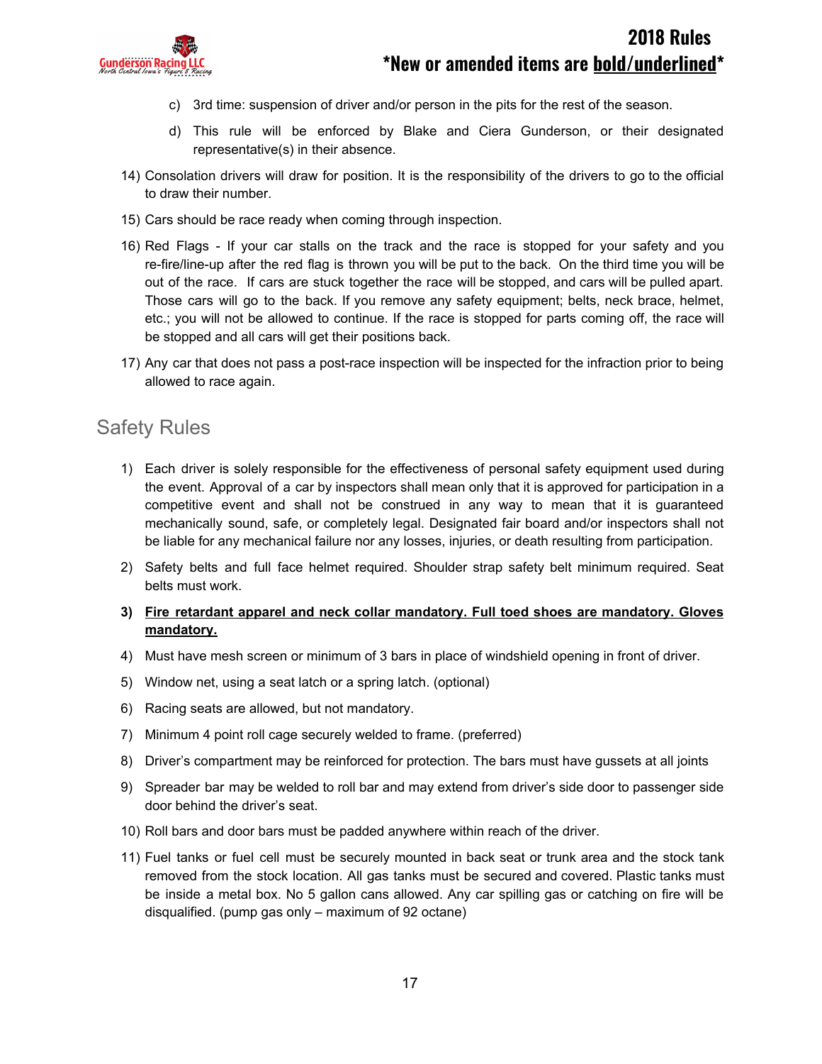c) 3rd time: suspension of driver and/or person in the pits for the rest of the season.

d) This rule will be enforced by Blake and Ciera Gunderson, or their designated representative(s) in their absence.

14) Consolation drivers will draw for position. It is the responsibility of the drivers to go to the official to draw their number.

15) Cars should be race ready when coming through inspection.

16) Red Flags - If your car stalls on the track and the race is stopped for your safety and you re-fire/line-up after the red flag is thrown you will be put to the back. On the third time you will be out of the race. If cars are stuck together the race will be stopped, and cars will be pulled apart. Those cars will go to the back. If you remove any safety equipment; belts, neck brace, helmet, etc.; you will not be allowed to continue. If the race is stopped for parts coming off, the race will be stopped and all cars will get their positions back.

17) Any car that does not pass a post-race inspection will be inspected for the infraction prior to being allowed to race again.

## Safety Rules

1) Each driver is solely responsible for the effectiveness of personal safety equipment used during the event. Approval of a car by inspectors shall mean only that it is approved for participation in a competitive event and shall not be construed in any way to mean that it is guaranteed mechanically sound, safe, or completely legal. Designated fair board and/or inspectors shall not be liable for any mechanical failure nor any losses, injuries, or death resulting from participation.

2) Safety belts and full face helmet required. Shoulder strap safety belt minimum required. Seat belts must work.

3) **<u>Fire retardant apparel and neck collar mandatory. Full toed shoes are mandatory. Gloves mandatory.</u>**

4) Must have mesh screen or minimum of 3 bars in place of windshield opening in front of driver.

5) Window net, using a seat latch or a spring latch. (optional)

6) Racing seats are allowed, but not mandatory.

7) Minimum 4 point roll cage securely welded to frame. (preferred)

8) Driver's compartment may be reinforced for protection. The bars must have gussets at all joints

9) Spreader bar may be welded to roll bar and may extend from driver's side door to passenger side door behind the driver's seat.

10) Roll bars and door bars must be padded anywhere within reach of the driver.

11) Fuel tanks or fuel cell must be securely mounted in back seat or trunk area and the stock tank removed from the stock location. All gas tanks must be secured and covered. Plastic tanks must be inside a metal box. No 5 gallon cans allowed. Any car spilling gas or catching on fire will be disqualified. (pump gas only – maximum of 92 octane)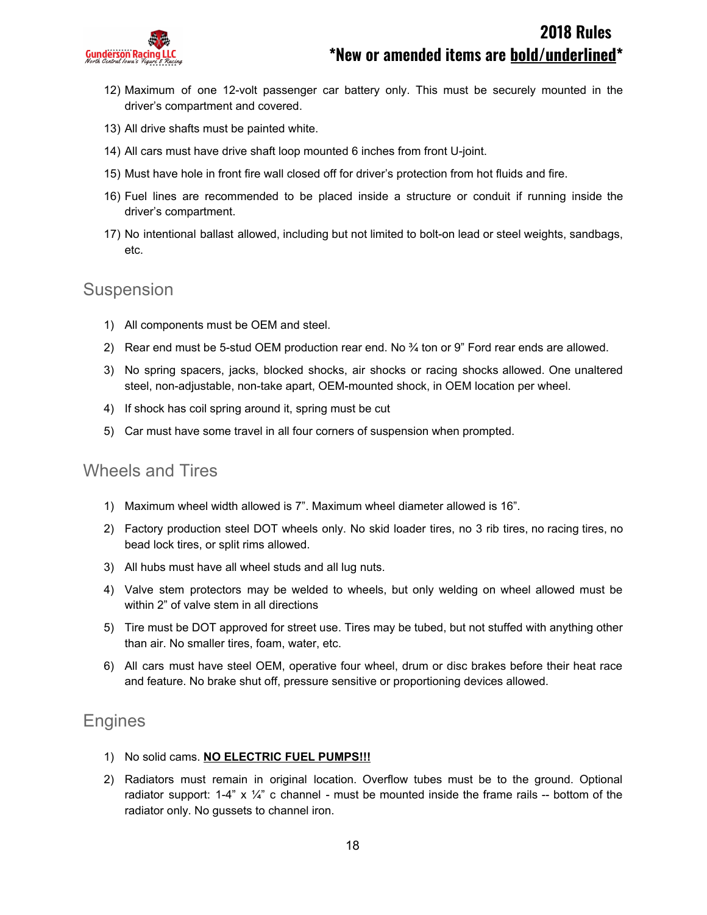12) Maximum of one 12-volt passenger car battery only. This must be securely mounted in the driver's compartment and covered.
13) All drive shafts must be painted white.
14) All cars must have drive shaft loop mounted 6 inches from front U-joint.
15) Must have hole in front fire wall closed off for driver's protection from hot fluids and fire.
16) Fuel lines are recommended to be placed inside a structure or conduit if running inside the driver's compartment.
17) No intentional ballast allowed, including but not limited to bolt-on lead or steel weights, sandbags, etc.

## Suspension

1) All components must be OEM and steel.
2) Rear end must be 5-stud OEM production rear end. No ¾ ton or 9" Ford rear ends are allowed.
3) No spring spacers, jacks, blocked shocks, air shocks or racing shocks allowed. One unaltered steel, non-adjustable, non-take apart, OEM-mounted shock, in OEM location per wheel.
4) If shock has coil spring around it, spring must be cut
5) Car must have some travel in all four corners of suspension when prompted.

## Wheels and Tires

1) Maximum wheel width allowed is 7". Maximum wheel diameter allowed is 16".
2) Factory production steel DOT wheels only. No skid loader tires, no 3 rib tires, no racing tires, no bead lock tires, or split rims allowed.
3) All hubs must have all wheel studs and all lug nuts.
4) Valve stem protectors may be welded to wheels, but only welding on wheel allowed must be within 2" of valve stem in all directions
5) Tire must be DOT approved for street use. Tires may be tubed, but not stuffed with anything other than air. No smaller tires, foam, water, etc.
6) All cars must have steel OEM, operative four wheel, drum or disc brakes before their heat race and feature. No brake shut off, pressure sensitive or proportioning devices allowed.

## Engines

1) No solid cams. **<u>NO ELECTRIC FUEL PUMPS!!!</u>**
2) Radiators must remain in original location. Overflow tubes must be to the ground. Optional radiator support: 1-4" x ¼" c channel - must be mounted inside the frame rails -- bottom of the radiator only. No gussets to channel iron.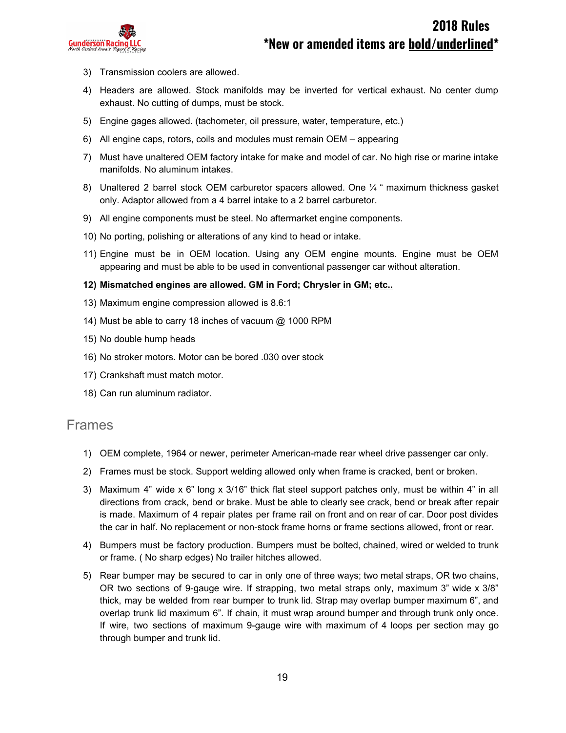3) Transmission coolers are allowed.
4) Headers are allowed. Stock manifolds may be inverted for vertical exhaust. No center dump exhaust. No cutting of dumps, must be stock.
5) Engine gages allowed. (tachometer, oil pressure, water, temperature, etc.)
6) All engine caps, rotors, coils and modules must remain OEM – appearing
7) Must have unaltered OEM factory intake for make and model of car. No high rise or marine intake manifolds. No aluminum intakes.
8) Unaltered 2 barrel stock OEM carburetor spacers allowed. One ¼ " maximum thickness gasket only. Adaptor allowed from a 4 barrel intake to a 2 barrel carburetor.
9) All engine components must be steel. No aftermarket engine components.
10) No porting, polishing or alterations of any kind to head or intake.
11) Engine must be in OEM location. Using any OEM engine mounts. Engine must be OEM appearing and must be able to be used in conventional passenger car without alteration.
12) **<u>Mismatched engines are allowed. GM in Ford; Chrysler in GM; etc..</u>**
13) Maximum engine compression allowed is 8.6:1
14) Must be able to carry 18 inches of vacuum @ 1000 RPM
15) No double hump heads
16) No stroker motors. Motor can be bored .030 over stock
17) Crankshaft must match motor.
18) Can run aluminum radiator.

## Frames

1) OEM complete, 1964 or newer, perimeter American-made rear wheel drive passenger car only.
2) Frames must be stock. Support welding allowed only when frame is cracked, bent or broken.
3) Maximum 4" wide x 6" long x 3/16" thick flat steel support patches only, must be within 4" in all directions from crack, bend or brake. Must be able to clearly see crack, bend or break after repair is made. Maximum of 4 repair plates per frame rail on front and on rear of car. Door post divides the car in half. No replacement or non-stock frame horns or frame sections allowed, front or rear.
4) Bumpers must be factory production. Bumpers must be bolted, chained, wired or welded to trunk or frame. ( No sharp edges) No trailer hitches allowed.
5) Rear bumper may be secured to car in only one of three ways; two metal straps, OR two chains, OR two sections of 9-gauge wire. If strapping, two metal straps only, maximum 3" wide x 3/8" thick, may be welded from rear bumper to trunk lid. Strap may overlap bumper maximum 6", and overlap trunk lid maximum 6". If chain, it must wrap around bumper and through trunk only once. If wire, two sections of maximum 9-gauge wire with maximum of 4 loops per section may go through bumper and trunk lid.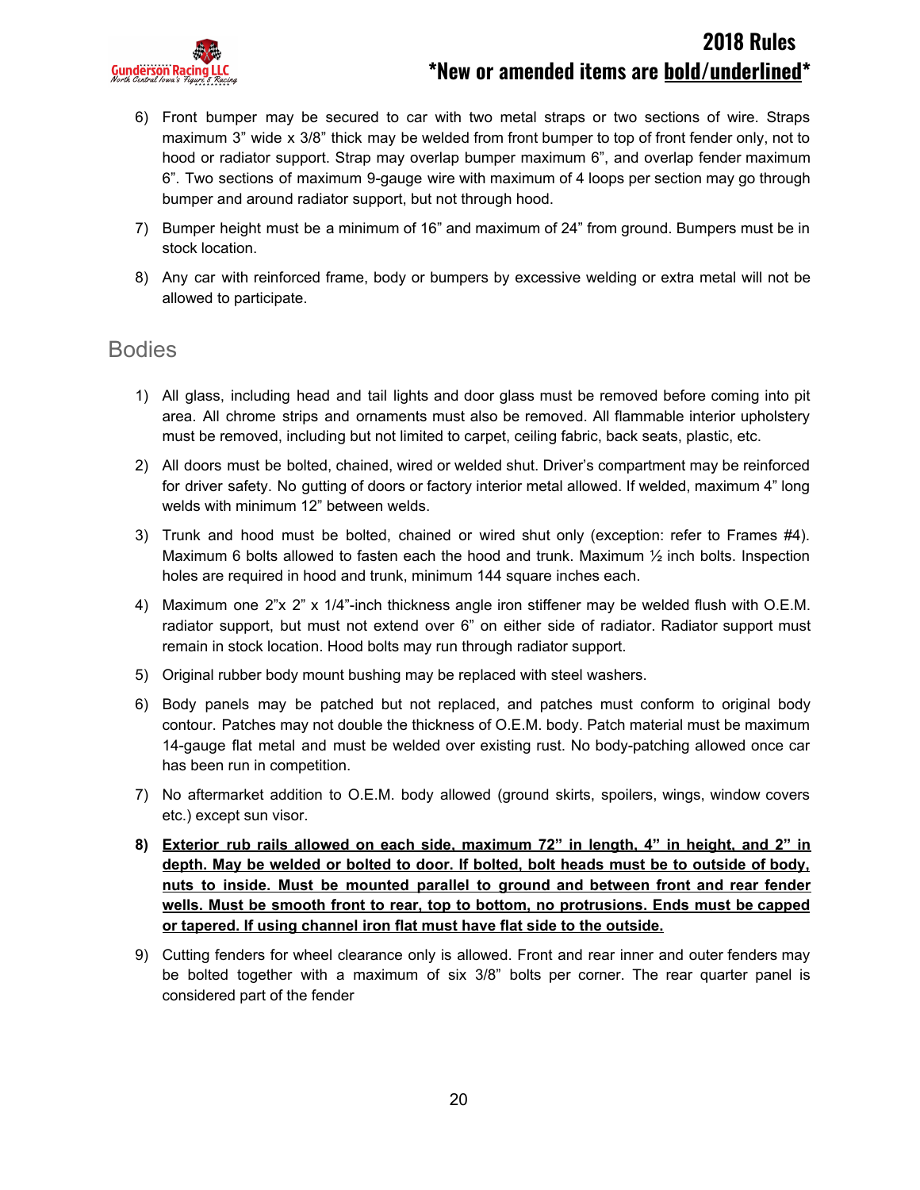6) Front bumper may be secured to car with two metal straps or two sections of wire. Straps maximum 3" wide x 3/8" thick may be welded from front bumper to top of front fender only, not to hood or radiator support. Strap may overlap bumper maximum 6", and overlap fender maximum 6". Two sections of maximum 9-gauge wire with maximum of 4 loops per section may go through bumper and around radiator support, but not through hood.

7) Bumper height must be a minimum of 16" and maximum of 24" from ground. Bumpers must be in stock location.

8) Any car with reinforced frame, body or bumpers by excessive welding or extra metal will not be allowed to participate.

## Bodies

1) All glass, including head and tail lights and door glass must be removed before coming into pit area. All chrome strips and ornaments must also be removed. All flammable interior upholstery must be removed, including but not limited to carpet, ceiling fabric, back seats, plastic, etc.

2) All doors must be bolted, chained, wired or welded shut. Driver's compartment may be reinforced for driver safety. No gutting of doors or factory interior metal allowed. If welded, maximum 4" long welds with minimum 12" between welds.

3) Trunk and hood must be bolted, chained or wired shut only (exception: refer to Frames #4). Maximum 6 bolts allowed to fasten each the hood and trunk. Maximum ½ inch bolts. Inspection holes are required in hood and trunk, minimum 144 square inches each.

4) Maximum one 2"x 2" x 1/4"-inch thickness angle iron stiffener may be welded flush with O.E.M. radiator support, but must not extend over 6" on either side of radiator. Radiator support must remain in stock location. Hood bolts may run through radiator support.

5) Original rubber body mount bushing may be replaced with steel washers.

6) Body panels may be patched but not replaced, and patches must conform to original body contour. Patches may not double the thickness of O.E.M. body. Patch material must be maximum 14-gauge flat metal and must be welded over existing rust. No body-patching allowed once car has been run in competition.

7) No aftermarket addition to O.E.M. body allowed (ground skirts, spoilers, wings, window covers etc.) except sun visor.

8) <u>**Exterior rub rails allowed on each side, maximum 72" in length, 4" in height, and 2" in depth. May be welded or bolted to door. If bolted, bolt heads must be to outside of body, nuts to inside. Must be mounted parallel to ground and between front and rear fender wells. Must be smooth front to rear, top to bottom, no protrusions. Ends must be capped or tapered. If using channel iron flat must have flat side to the outside.**</u>

9) Cutting fenders for wheel clearance only is allowed. Front and rear inner and outer fenders may be bolted together with a maximum of six 3/8" bolts per corner. The rear quarter panel is considered part of the fender